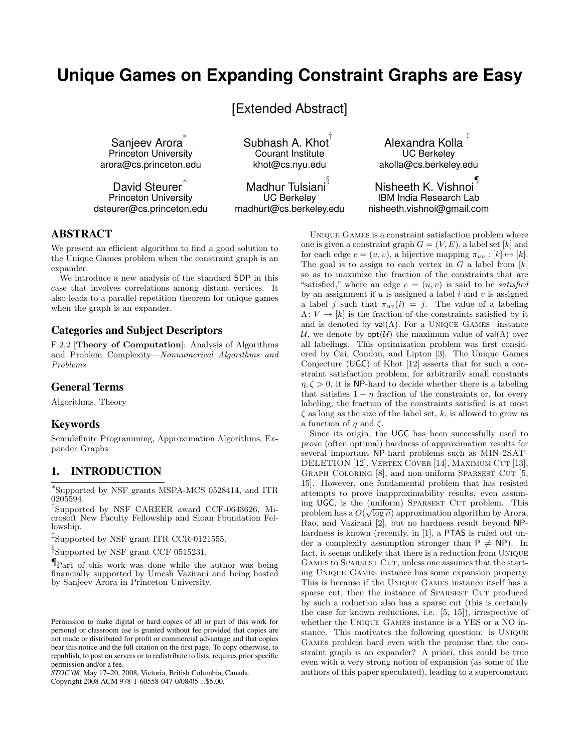# Unique Games on Expanding Constraint Graphs are Easy

[Extended Abstract]

Sanjeev Arora[*]
Princeton University
arora@cs.princeton.edu

Subhash A. Khot[†]
Courant Institute
khot@cs.nyu.edu

Alexandra Kolla[‡]
UC Berkeley
akolla@cs.berkeley.edu

David Steurer[*]
Princeton University
dsteurer@cs.princeton.edu

Madhur Tulsiani[§]
UC Berkeley
madhurt@cs.berkeley.edu

Nisheeth K. Vishnoi[¶]
IBM India Research Lab
nisheeth.vishnoi@gmail.com

## ABSTRACT

We present an efficient algorithm to find a good solution to the Unique Games problem when the constraint graph is an expander.

We introduce a new analysis of the standard SDP in this case that involves correlations among distant vertices. It also leads to a parallel repetition theorem for unique games when the graph is an expander.

### Categories and Subject Descriptors

F.2.2 [**Theory of Computation**]: Analysis of Algorithms and Problem Complexity—*Nonnumerical Algorithms and Problems*

### General Terms

Algorithms, Theory

### Keywords

Semidefinite Programming, Approximation Algorithms, Expander Graphs

## 1. INTRODUCTION

[*]Supported by NSF grants MSPA-MCS 0528414, and ITR 0205594.

[†]Supported by NSF CAREER award CCF-0643626, Microsoft New Faculty Fellowship and Sloan Foundation Fellowship.

[‡]Supported by NSF grant ITR CCR-0121555.

[§]Supported by NSF grant CCF 0515231.

[¶]Part of this work was done while the author was being financially supported by Umesh Vazirani and being hosted by Sanjeev Arora in Princeton University.

Permission to make digital or hard copies of all or part of this work for personal or classroom use is granted without fee provided that copies are not made or distributed for profit or commercial advantage and that copies bear this notice and the full citation on the first page. To copy otherwise, to republish, to post on servers or to redistribute to lists, requires prior specific permission and/or a fee.
*STOC'08,* May 17–20, 2008, Victoria, British Columbia, Canada.
Copyright 2008 ACM 978-1-60558-047-0/08/05 ...$5.00.

Unique Games is a constraint satisfaction problem where one is given a constraint graph $G = (V, E)$, a label set $[k]$ and for each edge $e = (u, v)$, a bijective mapping $\pi_{uv} : [k] \mapsto [k]$. The goal is to assign to each vertex in $G$ a label from $[k]$ so as to maximize the fraction of the constraints that are "satisfied," where an edge $e = (u, v)$ is said to be *satisfied* by an assignment if $u$ is assigned a label $i$ and $v$ is assigned a label $j$ such that $\pi_{uv}(i) = j$. The value of a labeling $\Lambda \colon V \to [k]$ is the fraction of the constraints satisfied by it and is denoted by $\mathsf{val}(\Lambda)$. For a Unique Games instance $\mathcal{U}$, we denote by $\mathsf{opt}(\mathcal{U})$ the maximum value of $\mathsf{val}(\Lambda)$ over all labelings. This optimization problem was first considered by Cai, Condon, and Lipton [3]. The Unique Games Conjecture (UGC) of Khot [12] asserts that for such a constraint satisfaction problem, for arbitrarily small constants $\eta, \zeta > 0$, it is NP-hard to decide whether there is a labeling that satisfies $1 - \eta$ fraction of the constraints or, for every labeling, the fraction of the constraints satisfied is at most $\zeta$ as long as the size of the label set, $k$, is allowed to grow as a function of $\eta$ and $\zeta$.

Since its origin, the UGC has been successfully used to prove (often optimal) hardness of approximation results for several important NP-hard problems such as MIN-2SAT-DELETION [12], Vertex Cover [14], Maximum Cut [13], Graph Coloring [8], and non-uniform Sparsest Cut [5, 15]. However, one fundamental problem that has resisted attempts to prove inapproximability results, even assuming UGC, is the (uniform) Sparsest Cut problem. This problem has a $O(\sqrt{\log n})$ approximation algorithm by Arora, Rao, and Vazirani [2], but no hardness result beyond NP-hardness is known (recently, in [1], a PTAS is ruled out under a complexity assumption stronger than $\mathsf{P} \neq \mathsf{NP}$). In fact, it seems unlikely that there is a reduction from Unique Games to Sparsest Cut, unless one assumes that the starting Unique Games instance has some expansion property. This is because if the Unique Games instance itself has a sparse cut, then the instance of Sparsest Cut produced by such a reduction also has a sparse cut (this is certainly the case for known reductions, i.e. [5, 15]), irrespective of whether the Unique Games instance is a YES or a NO instance. This motivates the following question: is Unique Games problem hard even with the promise that the constraint graph is an expander? A priori, this could be true even with a very strong notion of expansion (as some of the authors of this paper speculated), leading to a superconstant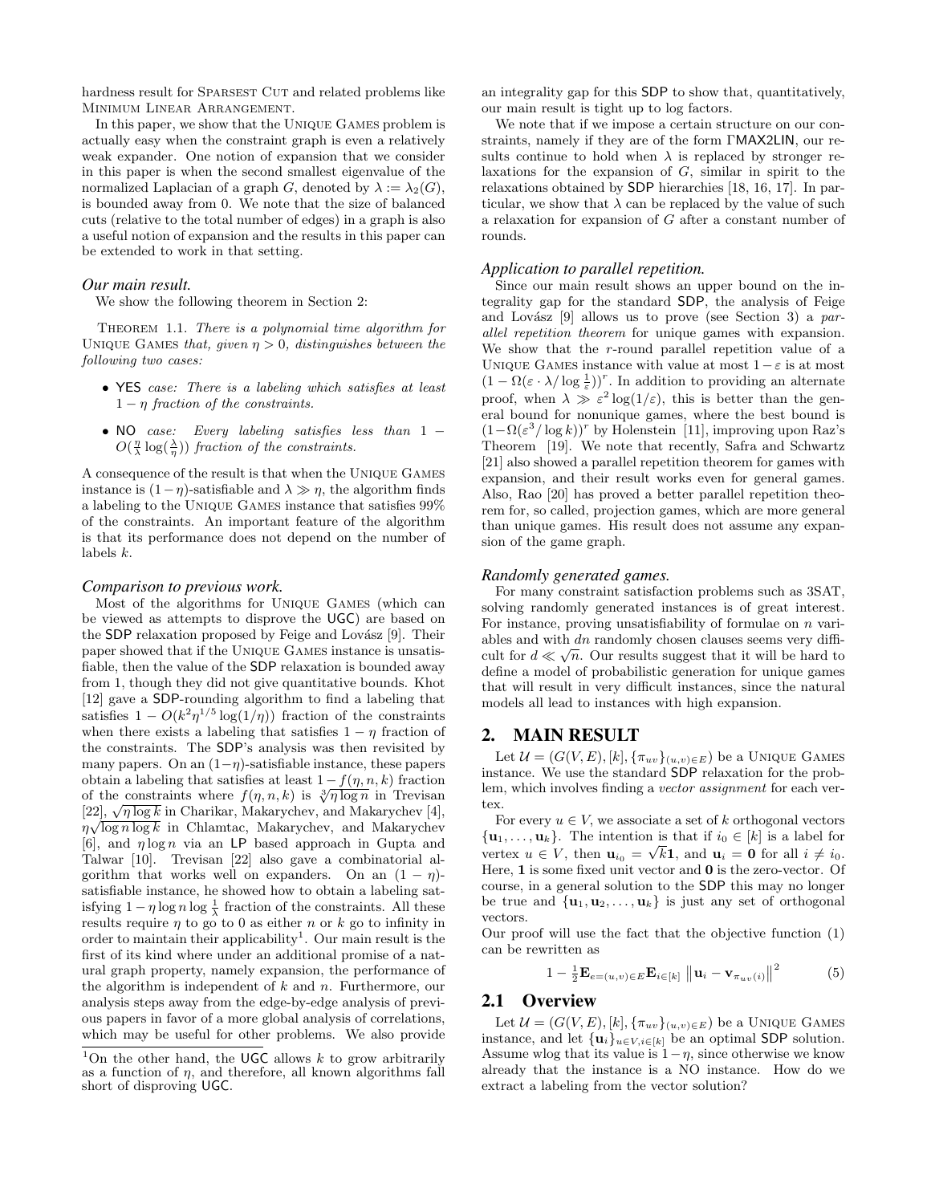hardness result for SPARSEST CUT and related problems like MINIMUM LINEAR ARRANGEMENT.

In this paper, we show that the UNIQUE GAMES problem is actually easy when the constraint graph is even a relatively weak expander. One notion of expansion that we consider in this paper is when the second smallest eigenvalue of the normalized Laplacian of a graph $G$, denoted by $\lambda := \lambda_2(G)$, is bounded away from 0. We note that the size of balanced cuts (relative to the total number of edges) in a graph is also a useful notion of expansion and the results in this paper can be extended to work in that setting.

### *Our main result.*

We show the following theorem in Section 2:

THEOREM 1.1. *There is a polynomial time algorithm for* UNIQUE GAMES *that, given $\eta > 0$, distinguishes between the following two cases:*

- YES *case: There is a labeling which satisfies at least $1 - \eta$ fraction of the constraints.*
- NO *case: Every labeling satisfies less than $1 - O(\frac{\eta}{\lambda}\log(\frac{\lambda}{\eta}))$ fraction of the constraints.*

A consequence of the result is that when the UNIQUE GAMES instance is $(1-\eta)$-satisfiable and $\lambda \gg \eta$, the algorithm finds a labeling to the UNIQUE GAMES instance that satisfies 99% of the constraints. An important feature of the algorithm is that its performance does not depend on the number of labels $k$.

### *Comparison to previous work.*

Most of the algorithms for UNIQUE GAMES (which can be viewed as attempts to disprove the UGC) are based on the SDP relaxation proposed by Feige and Lovász [9]. Their paper showed that if the UNIQUE GAMES instance is unsatisfiable, then the value of the SDP relaxation is bounded away from 1, though they did not give quantitative bounds. Khot [12] gave a SDP-rounding algorithm to find a labeling that satisfies $1 - O(k^2\eta^{1/5}\log(1/\eta))$ fraction of the constraints when there exists a labeling that satisfies $1 - \eta$ fraction of the constraints. The SDP's analysis was then revisited by many papers. On an $(1-\eta)$-satisfiable instance, these papers obtain a labeling that satisfies at least $1 - f(\eta, n, k)$ fraction of the constraints where $f(\eta, n, k)$ is $\sqrt[3]{\eta \log n}$ in Trevisan [22], $\sqrt{\eta \log k}$ in Charikar, Makarychev, and Makarychev [4], $\eta\sqrt{\log n \log k}$ in Chlamtac, Makarychev, and Makarychev [6], and $\eta \log n$ via an LP based approach in Gupta and Talwar [10]. Trevisan [22] also gave a combinatorial algorithm that works well on expanders. On an $(1-\eta)$-satisfiable instance, he showed how to obtain a labeling satisfying $1 - \eta \log n \log \frac{1}{\lambda}$ fraction of the constraints. All these results require $\eta$ to go to 0 as either $n$ or $k$ go to infinity in order to maintain their applicability[1]. Our main result is the first of its kind where under an additional promise of a natural graph property, namely expansion, the performance of the algorithm is independent of $k$ and $n$. Furthermore, our analysis steps away from the edge-by-edge analysis of previous papers in favor of a more global analysis of correlations, which may be useful for other problems. We also provide an integrality gap for this SDP to show that, quantitatively, our main result is tight up to log factors.

We note that if we impose a certain structure on our constraints, namely if they are of the form ΓMAX2LIN, our results continue to hold when $\lambda$ is replaced by stronger relaxations for the expansion of $G$, similar in spirit to the relaxations obtained by SDP hierarchies [18, 16, 17]. In particular, we show that $\lambda$ can be replaced by the value of such a relaxation for expansion of $G$ after a constant number of rounds.

[1]On the other hand, the UGC allows $k$ to grow arbitrarily as a function of $\eta$, and therefore, all known algorithms fall short of disproving UGC.

### *Application to parallel repetition.*

Since our main result shows an upper bound on the integrality gap for the standard SDP, the analysis of Feige and Lovász [9] allows us to prove (see Section 3) a *parallel repetition theorem* for unique games with expansion. We show that the $r$-round parallel repetition value of a UNIQUE GAMES instance with value at most $1-\varepsilon$ is at most $(1 - \Omega(\varepsilon \cdot \lambda / \log \frac{1}{\varepsilon}))^r$. In addition to providing an alternate proof, when $\lambda \gg \varepsilon^2 \log(1/\varepsilon)$, this is better than the general bound for nonunique games, where the best bound is $(1 - \Omega(\varepsilon^3/\log k))^r$ by Holenstein [11], improving upon Raz's Theorem [19]. We note that recently, Safra and Schwartz [21] also showed a parallel repetition theorem for games with expansion, and their result works even for general games. Also, Rao [20] has proved a better parallel repetition theorem for, so called, projection games, which are more general than unique games. His result does not assume any expansion of the game graph.

### *Randomly generated games.*

For many constraint satisfaction problems such as 3SAT, solving randomly generated instances is of great interest. For instance, proving unsatisfiability of formulae on $n$ variables and with $dn$ randomly chosen clauses seems very difficult for $d \ll \sqrt{n}$. Our results suggest that it will be hard to define a model of probabilistic generation for unique games that will result in very difficult instances, since the natural models all lead to instances with high expansion.

## 2. MAIN RESULT

Let $\mathcal{U} = (G(V,E), [k], \{\pi_{uv}\}_{(u,v)\in E})$ be a UNIQUE GAMES instance. We use the standard SDP relaxation for the problem, which involves finding a *vector assignment* for each vertex.

For every $u \in V$, we associate a set of $k$ orthogonal vectors $\{\mathbf{u}_1, \ldots, \mathbf{u}_k\}$. The intention is that if $i_0 \in [k]$ is a label for vertex $u \in V$, then $\mathbf{u}_{i_0} = \sqrt{k}\mathbf{1}$, and $\mathbf{u}_i = \mathbf{0}$ for all $i \neq i_0$. Here, $\mathbf{1}$ is some fixed unit vector and $\mathbf{0}$ is the zero-vector. Of course, in a general solution to the SDP this may no longer be true and $\{\mathbf{u}_1, \mathbf{u}_2, \ldots, \mathbf{u}_k\}$ is just any set of orthogonal vectors.

Our proof will use the fact that the objective function (1) can be rewritten as

$$1 - \tfrac{1}{2}\mathbf{E}_{e=(u,v)\in E}\mathbf{E}_{i\in[k]}\left\|\mathbf{u}_i - \mathbf{v}_{\pi_{uv}(i)}\right\|^2 \qquad (5)$$

### 2.1 Overview

Let $\mathcal{U} = (G(V,E), [k], \{\pi_{uv}\}_{(u,v)\in E})$ be a UNIQUE GAMES instance, and let $\{\mathbf{u}_i\}_{u\in V, i\in[k]}$ be an optimal SDP solution. Assume wlog that its value is $1-\eta$, since otherwise we know already that the instance is a NO instance. How do we extract a labeling from the vector solution?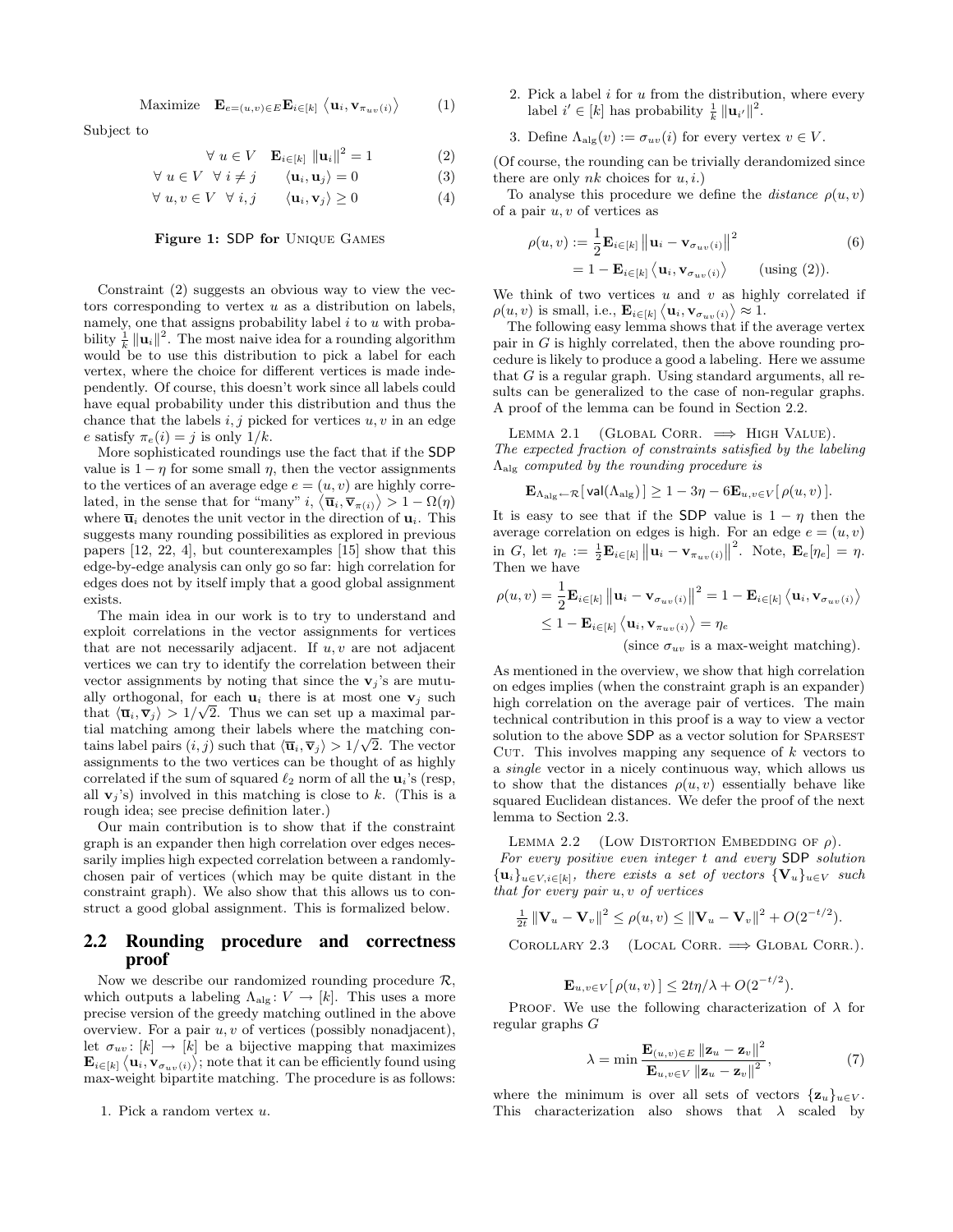$$\text{Maximize} \quad \mathbf{E}_{e=(u,v)\in E}\mathbf{E}_{i\in[k]} \left\langle \mathbf{u}_i, \mathbf{v}_{\pi_{uv}(i)} \right\rangle \tag{1}$$

Subject to

$$\forall\ u \in V \quad \mathbf{E}_{i\in[k]} \left\|\mathbf{u}_i\right\|^2 = 1 \tag{2}$$

$$\forall\ u \in V \ \ \forall\ i \neq j \qquad \langle \mathbf{u}_i, \mathbf{u}_j \rangle = 0 \tag{3}$$

$$\forall\ u, v \in V \ \ \forall\ i, j \qquad \langle \mathbf{u}_i, \mathbf{v}_j \rangle \geq 0 \tag{4}$$

**Figure 1: SDP for Unique Games**

Constraint (2) suggests an obvious way to view the vectors corresponding to vertex $u$ as a distribution on labels, namely, one that assigns probability label $i$ to $u$ with probability $\frac{1}{k}\left\|\mathbf{u}_i\right\|^2$. The most naive idea for a rounding algorithm would be to use this distribution to pick a label for each vertex, where the choice for different vertices is made independently. Of course, this doesn't work since all labels could have equal probability under this distribution and thus the chance that the labels $i, j$ picked for vertices $u, v$ in an edge $e$ satisfy $\pi_e(i) = j$ is only $1/k$.

More sophisticated roundings use the fact that if the SDP value is $1 - \eta$ for some small $\eta$, then the vector assignments to the vertices of an average edge $e = (u, v)$ are highly correlated, in the sense that for "many" $i$, $\langle \overline{\mathbf{u}}_i, \overline{\mathbf{v}}_{\pi(i)} \rangle > 1 - \Omega(\eta)$ where $\overline{\mathbf{u}}_i$ denotes the unit vector in the direction of $\mathbf{u}_i$. This suggests many rounding possibilities as explored in previous papers [12, 22, 4], but counterexamples [15] show that this edge-by-edge analysis can only go so far: high correlation for edges does not by itself imply that a good global assignment exists.

The main idea in our work is to try to understand and exploit correlations in the vector assignments for vertices that are not necessarily adjacent. If $u, v$ are not adjacent vertices we can try to identify the correlation between their vector assignments by noting that since the $\mathbf{v}_j$'s are mutually orthogonal, for each $\mathbf{u}_i$ there is at most one $\mathbf{v}_j$ such that $\langle \overline{\mathbf{u}}_i, \overline{\mathbf{v}}_j \rangle > 1/\sqrt{2}$. Thus we can set up a maximal partial matching among their labels where the matching contains label pairs $(i, j)$ such that $\langle \overline{\mathbf{u}}_i, \overline{\mathbf{v}}_j \rangle > 1/\sqrt{2}$. The vector assignments to the two vertices can be thought of as highly correlated if the sum of squared $\ell_2$ norm of all the $\mathbf{u}_i$'s (resp, all $\mathbf{v}_j$'s) involved in this matching is close to $k$. (This is a rough idea; see precise definition later.)

Our main contribution is to show that if the constraint graph is an expander then high correlation over edges necessarily implies high expected correlation between a randomly-chosen pair of vertices (which may be quite distant in the constraint graph). We also show that this allows us to construct a good global assignment. This is formalized below.

## 2.2 Rounding procedure and correctness proof

Now we describe our randomized rounding procedure $\mathcal{R}$, which outputs a labeling $\Lambda_{\text{alg}}\colon V \to [k]$. This uses a more precise version of the greedy matching outlined in the above overview. For a pair $u, v$ of vertices (possibly nonadjacent), let $\sigma_{uv}\colon [k] \to [k]$ be a bijective mapping that maximizes $\mathbf{E}_{i\in[k]} \left\langle \mathbf{u}_i, \mathbf{v}_{\sigma_{uv}(i)} \right\rangle$; note that it can be efficiently found using max-weight bipartite matching. The procedure is as follows:

1. Pick a random vertex $u$.
2. Pick a label $i$ for $u$ from the distribution, where every label $i' \in [k]$ has probability $\frac{1}{k}\left\|\mathbf{u}_{i'}\right\|^2$.
3. Define $\Lambda_{\text{alg}}(v) := \sigma_{uv}(i)$ for every vertex $v \in V$.

(Of course, the rounding can be trivially derandomized since there are only $nk$ choices for $u, i$.)

To analyse this procedure we define the *distance* $\rho(u, v)$ of a pair $u, v$ of vertices as

$$\begin{aligned}\rho(u,v) &:= \frac{1}{2}\mathbf{E}_{i\in[k]} \left\|\mathbf{u}_i - \mathbf{v}_{\sigma_{uv}(i)}\right\|^2 \\ &= 1 - \mathbf{E}_{i\in[k]} \left\langle \mathbf{u}_i, \mathbf{v}_{\sigma_{uv}(i)} \right\rangle \qquad (\text{using } (2)).\end{aligned} \tag{6}$$

We think of two vertices $u$ and $v$ as highly correlated if $\rho(u, v)$ is small, i.e., $\mathbf{E}_{i\in[k]} \left\langle \mathbf{u}_i, \mathbf{v}_{\sigma_{uv}(i)} \right\rangle \approx 1$.

The following easy lemma shows that if the average vertex pair in $G$ is highly correlated, then the above rounding procedure is likely to produce a good labeling. Here we assume that $G$ is a regular graph. Using standard arguments, all results can be generalized to the case of non-regular graphs. A proof of the lemma can be found in Section 2.2.

Lemma 2.1 (Global Corr. $\implies$ High Value). *The expected fraction of constraints satisfied by the labeling $\Lambda_{\text{alg}}$ computed by the rounding procedure is*

$$\mathbf{E}_{\Lambda_{\text{alg}}\leftarrow\mathcal{R}}[\,\mathsf{val}(\Lambda_{\text{alg}})\,] \geq 1 - 3\eta - 6\mathbf{E}_{u,v\in V}[\,\rho(u,v)\,].$$

It is easy to see that if the SDP value is $1 - \eta$ then the average correlation on edges is high. For an edge $e = (u, v)$ in $G$, let $\eta_e := \frac{1}{2}\mathbf{E}_{i\in[k]} \left\|\mathbf{u}_i - \mathbf{v}_{\pi_{uv}(i)}\right\|^2$. Note, $\mathbf{E}_e[\eta_e] = \eta$. Then we have

$$\begin{aligned}\rho(u,v) &= \frac{1}{2}\mathbf{E}_{i\in[k]} \left\|\mathbf{u}_i - \mathbf{v}_{\sigma_{uv}(i)}\right\|^2 = 1 - \mathbf{E}_{i\in[k]} \left\langle \mathbf{u}_i, \mathbf{v}_{\sigma_{uv}(i)} \right\rangle \\ &\leq 1 - \mathbf{E}_{i\in[k]} \left\langle \mathbf{u}_i, \mathbf{v}_{\pi_{uv}(i)} \right\rangle = \eta_e \\ &\qquad\qquad (\text{since } \sigma_{uv} \text{ is a max-weight matching}).\end{aligned}$$

As mentioned in the overview, we show that high correlation on edges implies (when the constraint graph is an expander) high correlation on the average pair of vertices. The main technical contribution in this proof is a way to view a vector solution to the above SDP as a vector solution for Sparsest Cut. This involves mapping any sequence of $k$ vectors to a *single* vector in a nicely continuous way, which allows us to show that the distances $\rho(u, v)$ essentially behave like squared Euclidean distances. We defer the proof of the next lemma to Section 2.3.

Lemma 2.2 (Low Distortion Embedding of $\rho$). *For every positive even integer $t$ and every SDP solution $\{\mathbf{u}_i\}_{u\in V, i\in[k]}$, there exists a set of vectors $\{\mathbf{V}_u\}_{u\in V}$ such that for every pair $u, v$ of vertices*

$$\tfrac{1}{2t}\left\|\mathbf{V}_u - \mathbf{V}_v\right\|^2 \leq \rho(u,v) \leq \left\|\mathbf{V}_u - \mathbf{V}_v\right\|^2 + O(2^{-t/2}).$$

Corollary 2.3 (Local Corr. $\implies$ Global Corr.).

$$\mathbf{E}_{u,v\in V}[\,\rho(u,v)\,] \leq 2t\eta/\lambda + O(2^{-t/2}).$$

Proof. We use the following characterization of $\lambda$ for regular graphs $G$

$$\lambda = \min \frac{\mathbf{E}_{(u,v)\in E}\left\|\mathbf{z}_u - \mathbf{z}_v\right\|^2}{\mathbf{E}_{u,v\in V}\left\|\mathbf{z}_u - \mathbf{z}_v\right\|^2}, \tag{7}$$

where the minimum is over all sets of vectors $\{\mathbf{z}_u\}_{u\in V}$. This characterization also shows that $\lambda$ scaled by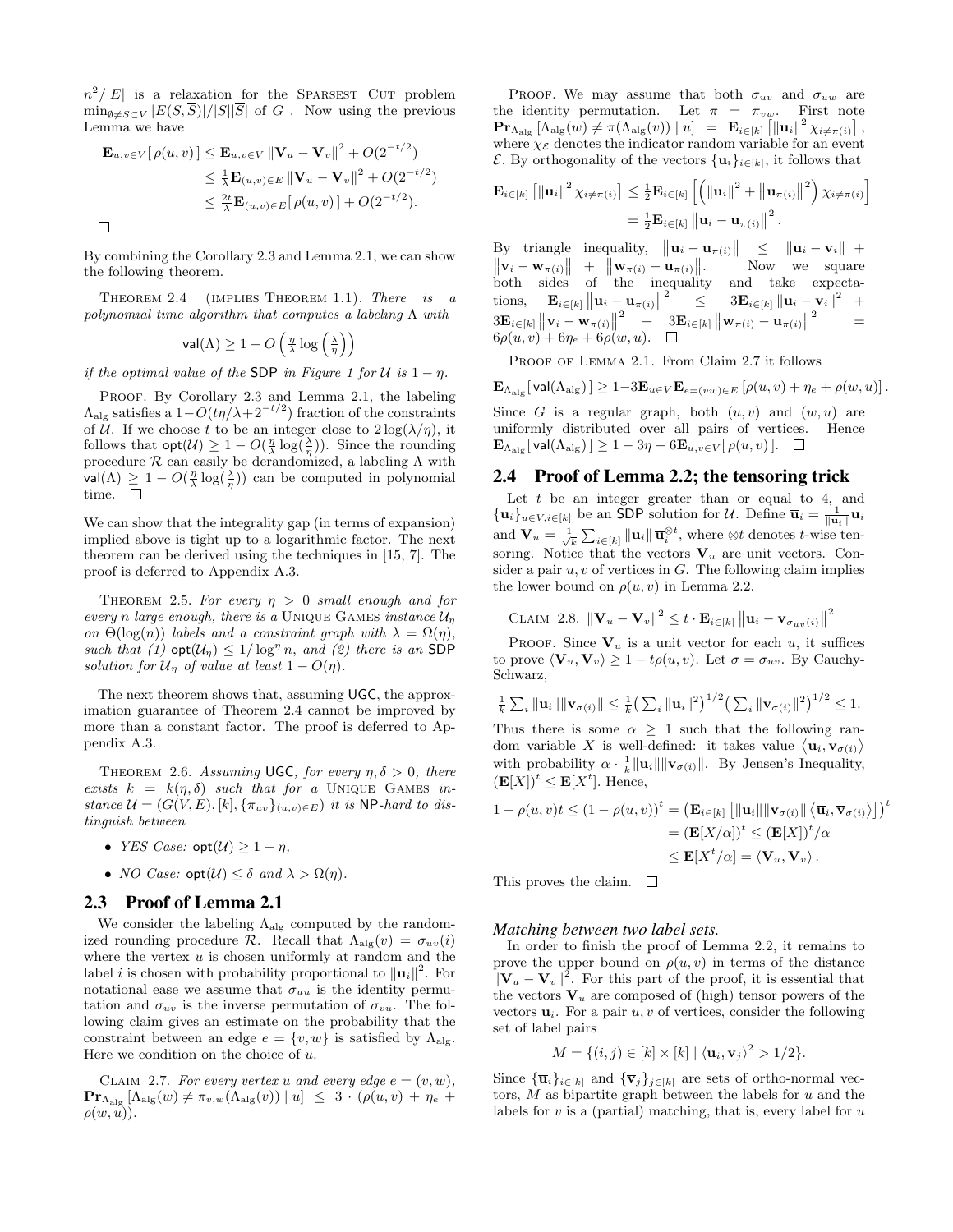$n^2/|E|$ is a relaxation for the SPARSEST CUT problem $\min_{\emptyset \neq S \subset V} |E(S,\overline{S})|/|S||\overline{S}|$ of $G$. Now using the previous Lemma we have

$$\begin{aligned}
\mathbf{E}_{u,v\in V}[\,\rho(u,v)\,] &\leq \mathbf{E}_{u,v\in V}\,\|\mathbf{V}_u - \mathbf{V}_v\|^2 + O(2^{-t/2}) \\
&\leq \tfrac{1}{\lambda}\mathbf{E}_{(u,v)\in E}\,\|\mathbf{V}_u - \mathbf{V}_v\|^2 + O(2^{-t/2}) \\
&\leq \tfrac{2t}{\lambda}\mathbf{E}_{(u,v)\in E}[\,\rho(u,v)\,] + O(2^{-t/2}).
\end{aligned}$$

□

By combining the Corollary 2.3 and Lemma 2.1, we can show the following theorem.

THEOREM 2.4 (IMPLIES THEOREM 1.1). *There is a polynomial time algorithm that computes a labeling $\Lambda$ with*

$$\mathsf{val}(\Lambda) \geq 1 - O\left(\tfrac{\eta}{\lambda}\log\left(\tfrac{\lambda}{\eta}\right)\right)$$

*if the optimal value of the* SDP *in Figure 1 for $\mathcal{U}$ is $1-\eta$.*

PROOF. By Corollary 2.3 and Lemma 2.1, the labeling $\Lambda_{\text{alg}}$ satisfies a $1-O(t\eta/\lambda + 2^{-t/2})$ fraction of the constraints of $\mathcal{U}$. If we choose $t$ to be an integer close to $2\log(\lambda/\eta)$, it follows that $\mathsf{opt}(\mathcal{U}) \geq 1 - O(\frac{\eta}{\lambda}\log(\frac{\lambda}{\eta}))$. Since the rounding procedure $\mathcal{R}$ can easily be derandomized, a labeling $\Lambda$ with $\mathsf{val}(\Lambda) \geq 1 - O(\frac{\eta}{\lambda}\log(\frac{\lambda}{\eta}))$ can be computed in polynomial time. □

We can show that the integrality gap (in terms of expansion) implied above is tight up to a logarithmic factor. The next theorem can be derived using the techniques in [15, 7]. The proof is deferred to Appendix A.3.

THEOREM 2.5. *For every $\eta > 0$ small enough and for every $n$ large enough, there is a* UNIQUE GAMES *instance $\mathcal{U}_\eta$ on $\Theta(\log(n))$ labels and a constraint graph with $\lambda = \Omega(\eta)$, such that (1) $\mathsf{opt}(\mathcal{U}_\eta) \leq 1/\log^\eta n$, and (2) there is an* SDP *solution for $\mathcal{U}_\eta$ of value at least $1 - O(\eta)$.*

The next theorem shows that, assuming UGC, the approximation guarantee of Theorem 2.4 cannot be improved by more than a constant factor. The proof is deferred to Appendix A.3.

THEOREM 2.6. *Assuming* UGC, *for every $\eta, \delta > 0$, there exists $k = k(\eta,\delta)$ such that for a* UNIQUE GAMES *instance $\mathcal{U} = (G(V,E),[k],\{\pi_{uv}\}_{(u,v)\in E})$ it is* NP*-hard to distinguish between*

- *YES Case: $\mathsf{opt}(\mathcal{U}) \geq 1-\eta$,*
- *NO Case: $\mathsf{opt}(\mathcal{U}) \leq \delta$ and $\lambda > \Omega(\eta)$.*

## 2.3 Proof of Lemma 2.1

We consider the labeling $\Lambda_{\text{alg}}$ computed by the randomized rounding procedure $\mathcal{R}$. Recall that $\Lambda_{\text{alg}}(v) = \sigma_{uv}(i)$ where the vertex $u$ is chosen uniformly at random and the label $i$ is chosen with probability proportional to $\|\mathbf{u}_i\|^2$. For notational ease we assume that $\sigma_{uu}$ is the identity permutation and $\sigma_{uv}$ is the inverse permutation of $\sigma_{vu}$. The following claim gives an estimate on the probability that the constraint between an edge $e = \{v,w\}$ is satisfied by $\Lambda_{\text{alg}}$. Here we condition on the choice of $u$.

CLAIM 2.7. *For every vertex $u$ and every edge $e = (v,w)$, $\mathbf{Pr}_{\Lambda_{\text{alg}}}[\Lambda_{\text{alg}}(w) \neq \pi_{v,w}(\Lambda_{\text{alg}}(v)) \mid u] \leq 3 \cdot (\rho(u,v) + \eta_e + \rho(w,u))$.*

PROOF. We may assume that both $\sigma_{uv}$ and $\sigma_{uw}$ are the identity permutation. Let $\pi = \pi_{vw}$. First note $\mathbf{Pr}_{\Lambda_{\text{alg}}}[\Lambda_{\text{alg}}(w) \neq \pi(\Lambda_{\text{alg}}(v)) \mid u] = \mathbf{E}_{i\in[k]}\left[\|\mathbf{u}_i\|^2 \chi_{i\neq\pi(i)}\right]$, where $\chi_{\mathcal{E}}$ denotes the indicator random variable for an event $\mathcal{E}$. By orthogonality of the vectors $\{\mathbf{u}_i\}_{i\in[k]}$, it follows that

$$\begin{aligned}
\mathbf{E}_{i\in[k]}\left[\|\mathbf{u}_i\|^2 \chi_{i\neq\pi(i)}\right] &\leq \tfrac{1}{2}\mathbf{E}_{i\in[k]}\left[\left(\|\mathbf{u}_i\|^2 + \|\mathbf{u}_{\pi(i)}\|^2\right)\chi_{i\neq\pi(i)}\right] \\
&= \tfrac{1}{2}\mathbf{E}_{i\in[k]}\left\|\mathbf{u}_i - \mathbf{u}_{\pi(i)}\right\|^2.
\end{aligned}$$

By triangle inequality, $\|\mathbf{u}_i - \mathbf{u}_{\pi(i)}\| \leq \|\mathbf{u}_i - \mathbf{v}_i\| + \|\mathbf{v}_i - \mathbf{w}_{\pi(i)}\| + \|\mathbf{w}_{\pi(i)} - \mathbf{u}_{\pi(i)}\|$. Now we square both sides of the inequality and take expectations, $\mathbf{E}_{i\in[k]}\|\mathbf{u}_i - \mathbf{u}_{\pi(i)}\|^2 \leq 3\mathbf{E}_{i\in[k]}\|\mathbf{u}_i - \mathbf{v}_i\|^2 + 3\mathbf{E}_{i\in[k]}\|\mathbf{v}_i - \mathbf{w}_{\pi(i)}\|^2 + 3\mathbf{E}_{i\in[k]}\|\mathbf{w}_{\pi(i)} - \mathbf{u}_{\pi(i)}\|^2 = 6\rho(u,v) + 6\eta_e + 6\rho(w,u)$. □

PROOF OF LEMMA 2.1. From Claim 2.7 it follows

$$\mathbf{E}_{\Lambda_{\text{alg}}}[\,\mathsf{val}(\Lambda_{\text{alg}})\,] \geq 1 - 3\mathbf{E}_{u\in V}\mathbf{E}_{e=(vw)\in E}\left[\rho(u,v) + \eta_e + \rho(w,u)\right].$$

Since $G$ is a regular graph, both $(u,v)$ and $(w,u)$ are uniformly distributed over all pairs of vertices. Hence $\mathbf{E}_{\Lambda_{\text{alg}}}[\,\mathsf{val}(\Lambda_{\text{alg}})\,] \geq 1 - 3\eta - 6\mathbf{E}_{u,v\in V}[\,\rho(u,v)\,]$. □

## 2.4 Proof of Lemma 2.2; the tensoring trick

Let $t$ be an integer greater than or equal to 4, and $\{\mathbf{u}_i\}_{u\in V, i\in[k]}$ be an SDP solution for $\mathcal{U}$. Define $\overline{\mathbf{u}}_i = \frac{1}{\|\mathbf{u}_i\|}\mathbf{u}_i$ and $\mathbf{V}_u = \frac{1}{\sqrt{k}}\sum_{i\in[k]}\|\mathbf{u}_i\|\,\overline{\mathbf{u}}_i^{\otimes t}$, where $\otimes t$ denotes $t$-wise tensoring. Notice that the vectors $\mathbf{V}_u$ are unit vectors. Consider a pair $u,v$ of vertices in $G$. The following claim implies the lower bound on $\rho(u,v)$ in Lemma 2.2.

CLAIM 2.8. $\|\mathbf{V}_u - \mathbf{V}_v\|^2 \leq t \cdot \mathbf{E}_{i\in[k]}\left\|\mathbf{u}_i - \mathbf{v}_{\sigma_{uv}(i)}\right\|^2$

PROOF. Since $\mathbf{V}_u$ is a unit vector for each $u$, it suffices to prove $\langle \mathbf{V}_u, \mathbf{V}_v\rangle \geq 1 - t\rho(u,v)$. Let $\sigma = \sigma_{uv}$. By Cauchy-Schwarz,

$$\tfrac{1}{k}\textstyle\sum_i \|\mathbf{u}_i\|\|\mathbf{v}_{\sigma(i)}\| \leq \tfrac{1}{k}\left(\sum_i \|\mathbf{u}_i\|^2\right)^{1/2}\left(\sum_i \|\mathbf{v}_{\sigma(i)}\|^2\right)^{1/2} \leq 1.$$

Thus there is some $\alpha \geq 1$ such that the following random variable $X$ is well-defined: it takes value $\langle \overline{\mathbf{u}}_i, \overline{\mathbf{v}}_{\sigma(i)}\rangle$ with probability $\alpha \cdot \frac{1}{k}\|\mathbf{u}_i\|\|\mathbf{v}_{\sigma(i)}\|$. By Jensen's Inequality, $(\mathbf{E}[X])^t \leq \mathbf{E}[X^t]$. Hence,

$$\begin{aligned}
1 - \rho(u,v)t \leq (1-\rho(u,v))^t &= \left(\mathbf{E}_{i\in[k]}\left[\|\mathbf{u}_i\|\|\mathbf{v}_{\sigma(i)}\|\left\langle \overline{\mathbf{u}}_i, \overline{\mathbf{v}}_{\sigma(i)}\right\rangle\right]\right)^t \\
&= (\mathbf{E}[X/\alpha])^t \leq (\mathbf{E}[X])^t/\alpha \\
&\leq \mathbf{E}[X^t/\alpha] = \langle \mathbf{V}_u, \mathbf{V}_v\rangle.
\end{aligned}$$

This proves the claim. □

### *Matching between two label sets.*

In order to finish the proof of Lemma 2.2, it remains to prove the upper bound on $\rho(u,v)$ in terms of the distance $\|\mathbf{V}_u - \mathbf{V}_v\|^2$. For this part of the proof, it is essential that the vectors $\mathbf{V}_u$ are composed of (high) tensor powers of the vectors $\mathbf{u}_i$. For a pair $u,v$ of vertices, consider the following set of label pairs

$$M = \{(i,j) \in [k]\times[k] \mid \langle \overline{\mathbf{u}}_i, \overline{\mathbf{v}}_j\rangle^2 > 1/2\}.$$

Since $\{\overline{\mathbf{u}}_i\}_{i\in[k]}$ and $\{\overline{\mathbf{v}}_j\}_{j\in[k]}$ are sets of ortho-normal vectors, $M$ as bipartite graph between the labels for $u$ and the labels for $v$ is a (partial) matching, that is, every label for $u$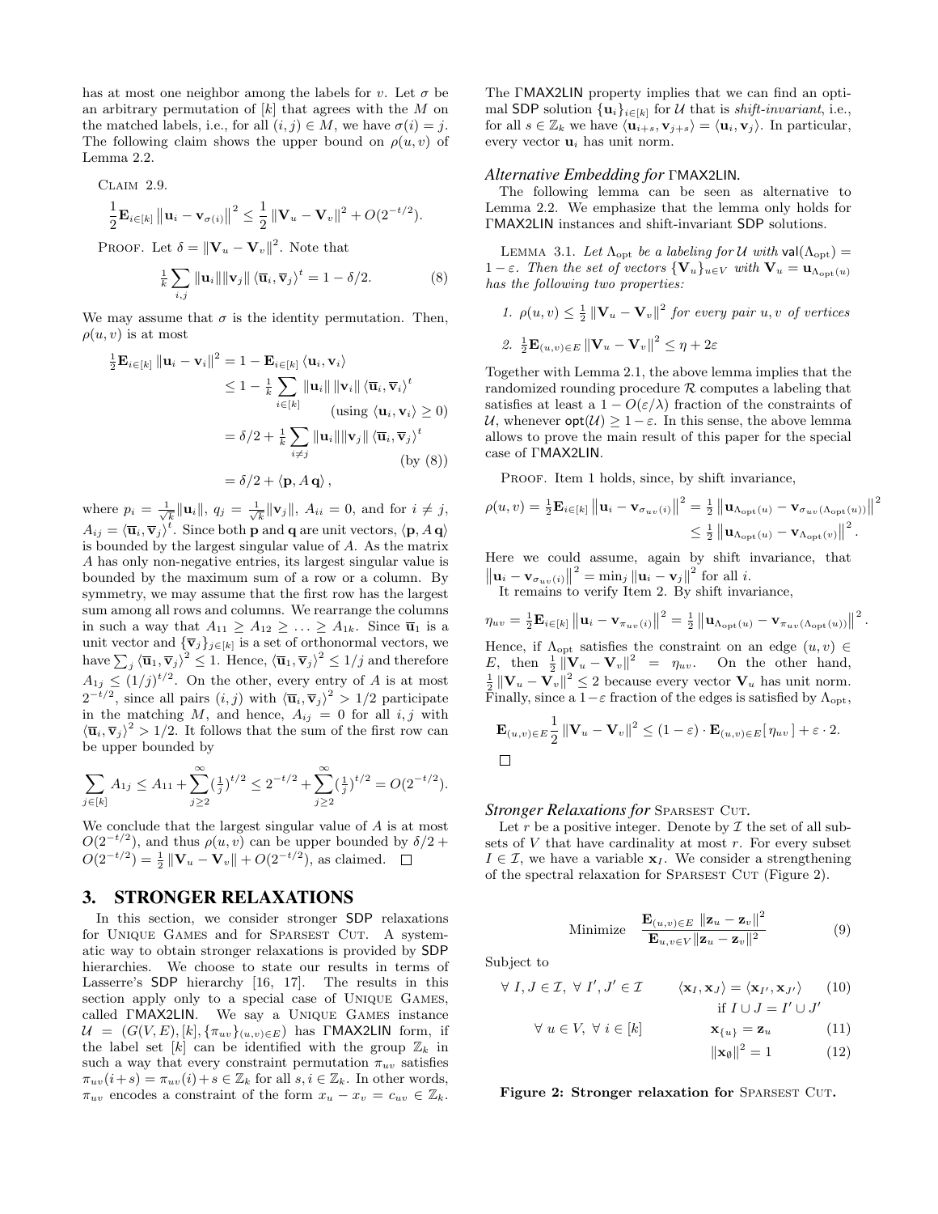has at most one neighbor among the labels for $v$. Let $\sigma$ be an arbitrary permutation of $[k]$ that agrees with the $M$ on the matched labels, i.e., for all $(i,j) \in M$, we have $\sigma(i) = j$. The following claim shows the upper bound on $\rho(u,v)$ of Lemma 2.2.

Claim 2.9.

$$\frac{1}{2}\mathbf{E}_{i\in[k]} \left\|\mathbf{u}_i - \mathbf{v}_{\sigma(i)}\right\|^2 \le \frac{1}{2}\left\|\mathbf{V}_u - \mathbf{V}_v\right\|^2 + O(2^{-t/2}).$$

Proof. Let $\delta = \|\mathbf{V}_u - \mathbf{V}_v\|^2$. Note that

$$\tfrac{1}{k}\sum_{i,j} \|\mathbf{u}_i\|\|\mathbf{v}_j\| \left\langle \overline{\mathbf{u}}_i, \overline{\mathbf{v}}_j\right\rangle^t = 1 - \delta/2. \tag{8}$$

We may assume that $\sigma$ is the identity permutation. Then, $\rho(u,v)$ is at most

$$\begin{aligned}
\tfrac{1}{2}\mathbf{E}_{i\in[k]} \|\mathbf{u}_i - \mathbf{v}_i\|^2 &= 1 - \mathbf{E}_{i\in[k]} \left\langle \mathbf{u}_i, \mathbf{v}_i\right\rangle \\
&\le 1 - \tfrac{1}{k}\sum_{i\in[k]} \|\mathbf{u}_i\|\,\|\mathbf{v}_i\| \left\langle \overline{\mathbf{u}}_i, \overline{\mathbf{v}}_i\right\rangle^t \\
&\qquad\qquad (\text{using } \langle \mathbf{u}_i, \mathbf{v}_i\rangle \ge 0) \\
&= \delta/2 + \tfrac{1}{k}\sum_{i\ne j} \|\mathbf{u}_i\|\|\mathbf{v}_j\| \left\langle \overline{\mathbf{u}}_i, \overline{\mathbf{v}}_j\right\rangle^t \\
&\qquad\qquad (\text{by } (8)) \\
&= \delta/2 + \langle \mathbf{p}, A\,\mathbf{q}\rangle\,,
\end{aligned}$$

where $p_i = \frac{1}{\sqrt{k}}\|\mathbf{u}_i\|$, $q_j = \frac{1}{\sqrt{k}}\|\mathbf{v}_j\|$, $A_{ii} = 0$, and for $i \ne j$, $A_{ij} = \langle \overline{\mathbf{u}}_i, \overline{\mathbf{v}}_j\rangle^t$. Since both $\mathbf{p}$ and $\mathbf{q}$ are unit vectors, $\langle \mathbf{p}, A\,\mathbf{q}\rangle$ is bounded by the largest singular value of $A$. As the matrix $A$ has only non-negative entries, its largest singular value is bounded by the maximum sum of a row or a column. By symmetry, we may assume that the first row has the largest sum among all rows and columns. We rearrange the columns in such a way that $A_{11} \ge A_{12} \ge \ldots \ge A_{1k}$. Since $\overline{\mathbf{u}}_1$ is a unit vector and $\{\overline{\mathbf{v}}_j\}_{j\in[k]}$ is a set of orthonormal vectors, we have $\sum_j \langle \overline{\mathbf{u}}_1, \overline{\mathbf{v}}_j\rangle^2 \le 1$. Hence, $\langle \overline{\mathbf{u}}_1, \overline{\mathbf{v}}_j\rangle^2 \le 1/j$ and therefore $A_{1j} \le (1/j)^{t/2}$. On the other, every entry of $A$ is at most $2^{-t/2}$, since all pairs $(i,j)$ with $\langle \overline{\mathbf{u}}_i, \overline{\mathbf{v}}_j\rangle^2 > 1/2$ participate in the matching $M$, and hence, $A_{ij} = 0$ for all $i,j$ with $\langle \overline{\mathbf{u}}_i, \overline{\mathbf{v}}_j\rangle^2 > 1/2$. It follows that the sum of the first row can be upper bounded by

$$\sum_{j\in[k]} A_{1j} \le A_{11} + \sum_{j\ge 2}^{\infty} (\tfrac{1}{j})^{t/2} \le 2^{-t/2} + \sum_{j\ge 2}^{\infty} (\tfrac{1}{j})^{t/2} = O(2^{-t/2}).$$

We conclude that the largest singular value of $A$ is at most $O(2^{-t/2})$, and thus $\rho(u,v)$ can be upper bounded by $\delta/2 + O(2^{-t/2}) = \frac{1}{2}\|\mathbf{V}_u - \mathbf{V}_v\| + O(2^{-t/2})$, as claimed. $\square$

## 3. STRONGER RELAXATIONS

In this section, we consider stronger SDP relaxations for Unique Games and for Sparsest Cut. A systematic way to obtain stronger relaxations is provided by SDP hierarchies. We choose to state our results in terms of Lasserre's SDP hierarchy [16, 17]. The results in this section apply only to a special case of Unique Games, called ΓMAX2LIN. We say a Unique Games instance $\mathcal{U} = (G(V,E), [k], \{\pi_{uv}\}_{(u,v)\in E})$ has ΓMAX2LIN form, if the label set $[k]$ can be identified with the group $\mathbb{Z}_k$ in such a way that every constraint permutation $\pi_{uv}$ satisfies $\pi_{uv}(i+s) = \pi_{uv}(i) + s \in \mathbb{Z}_k$ for all $s, i \in \mathbb{Z}_k$. In other words, $\pi_{uv}$ encodes a constraint of the form $x_u - x_v = c_{uv} \in \mathbb{Z}_k$.

The ΓMAX2LIN property implies that we can find an optimal SDP solution $\{\mathbf{u}_i\}_{i\in[k]}$ for $\mathcal{U}$ that is *shift-invariant*, i.e., for all $s \in \mathbb{Z}_k$ we have $\langle \mathbf{u}_{i+s}, \mathbf{v}_{j+s}\rangle = \langle \mathbf{u}_i, \mathbf{v}_j\rangle$. In particular, every vector $\mathbf{u}_i$ has unit norm.

### *Alternative Embedding for* ΓMAX2LIN*.*

The following lemma can be seen as alternative to Lemma 2.2. We emphasize that the lemma only holds for ΓMAX2LIN instances and shift-invariant SDP solutions.

Lemma 3.1. *Let $\Lambda_{\mathrm{opt}}$ be a labeling for $\mathcal{U}$ with $\mathsf{val}(\Lambda_{\mathrm{opt}}) = 1-\varepsilon$. Then the set of vectors $\{\mathbf{V}_u\}_{u\in V}$ with $\mathbf{V}_u = \mathbf{u}_{\Lambda_{\mathrm{opt}}(u)}$ has the following two properties:*

1. *$\rho(u,v) \le \frac{1}{2}\|\mathbf{V}_u - \mathbf{V}_v\|^2$ for every pair $u,v$ of vertices*
2. *$\frac{1}{2}\mathbf{E}_{(u,v)\in E}\|\mathbf{V}_u - \mathbf{V}_v\|^2 \le \eta + 2\varepsilon$*

Together with Lemma 2.1, the above lemma implies that the randomized rounding procedure $\mathcal{R}$ computes a labeling that satisfies at least a $1 - O(\varepsilon/\lambda)$ fraction of the constraints of $\mathcal{U}$, whenever $\mathsf{opt}(\mathcal{U}) \ge 1 - \varepsilon$. In this sense, the above lemma allows to prove the main result of this paper for the special case of ΓMAX2LIN.

Proof. Item 1 holds, since, by shift invariance,

$$\begin{aligned}
\rho(u,v) = \tfrac{1}{2}\mathbf{E}_{i\in[k]} \left\|\mathbf{u}_i - \mathbf{v}_{\sigma_{uv}(i)}\right\|^2 &= \tfrac{1}{2}\left\|\mathbf{u}_{\Lambda_{\mathrm{opt}}(u)} - \mathbf{v}_{\sigma_{uv}(\Lambda_{\mathrm{opt}}(u))}\right\|^2 \\
&\le \tfrac{1}{2}\left\|\mathbf{u}_{\Lambda_{\mathrm{opt}}(u)} - \mathbf{v}_{\Lambda_{\mathrm{opt}}(v)}\right\|^2.
\end{aligned}$$

Here we could assume, again by shift invariance, that $\left\|\mathbf{u}_i - \mathbf{v}_{\sigma_{uv}(i)}\right\|^2 = \min_j \|\mathbf{u}_i - \mathbf{v}_j\|^2$ for all $i$.

It remains to verify Item 2. By shift invariance,

$$\eta_{uv} = \tfrac{1}{2}\mathbf{E}_{i\in[k]} \left\|\mathbf{u}_i - \mathbf{v}_{\pi_{uv}(i)}\right\|^2 = \tfrac{1}{2}\left\|\mathbf{u}_{\Lambda_{\mathrm{opt}}(u)} - \mathbf{v}_{\pi_{uv}(\Lambda_{\mathrm{opt}}(u))}\right\|^2.$$

Hence, if $\Lambda_{\mathrm{opt}}$ satisfies the constraint on an edge $(u,v) \in E$, then $\frac{1}{2}\|\mathbf{V}_u - \mathbf{V}_v\|^2 = \eta_{uv}$. On the other hand, $\frac{1}{2}\|\mathbf{V}_u - \mathbf{V}_v\|^2 \le 2$ because every vector $\mathbf{V}_u$ has unit norm. Finally, since a $1-\varepsilon$ fraction of the edges is satisfied by $\Lambda_{\mathrm{opt}}$,

$$\mathbf{E}_{(u,v)\in E}\frac{1}{2}\|\mathbf{V}_u - \mathbf{V}_v\|^2 \le (1-\varepsilon)\cdot \mathbf{E}_{(u,v)\in E}[\,\eta_{uv}\,] + \varepsilon \cdot 2.$$

$\square$

### *Stronger Relaxations for* Sparsest Cut*.*

Let $r$ be a positive integer. Denote by $\mathcal{I}$ the set of all subsets of $V$ that have cardinality at most $r$. For every subset $I \in \mathcal{I}$, we have a variable $\mathbf{x}_I$. We consider a strengthening of the spectral relaxation for Sparsest Cut (Figure 2).

$$\text{Minimize} \quad \frac{\mathbf{E}_{(u,v)\in E}\ \|\mathbf{z}_u - \mathbf{z}_v\|^2}{\mathbf{E}_{u,v\in V}\|\mathbf{z}_u - \mathbf{z}_v\|^2} \tag{9}$$

Subject to

$$\forall\ I,J \in \mathcal{I},\ \forall\ I',J' \in \mathcal{I} \qquad \langle \mathbf{x}_I, \mathbf{x}_J\rangle = \langle \mathbf{x}_{I'}, \mathbf{x}_{J'}\rangle \quad \text{if } I\cup J = I'\cup J' \tag{10}$$

$$\forall\ u \in V,\ \forall\ i \in [k] \qquad \mathbf{x}_{\{u\}} = \mathbf{z}_u \tag{11}$$

$$\|\mathbf{x}_\emptyset\|^2 = 1 \tag{12}$$

**Figure 2: Stronger relaxation for Sparsest Cut.**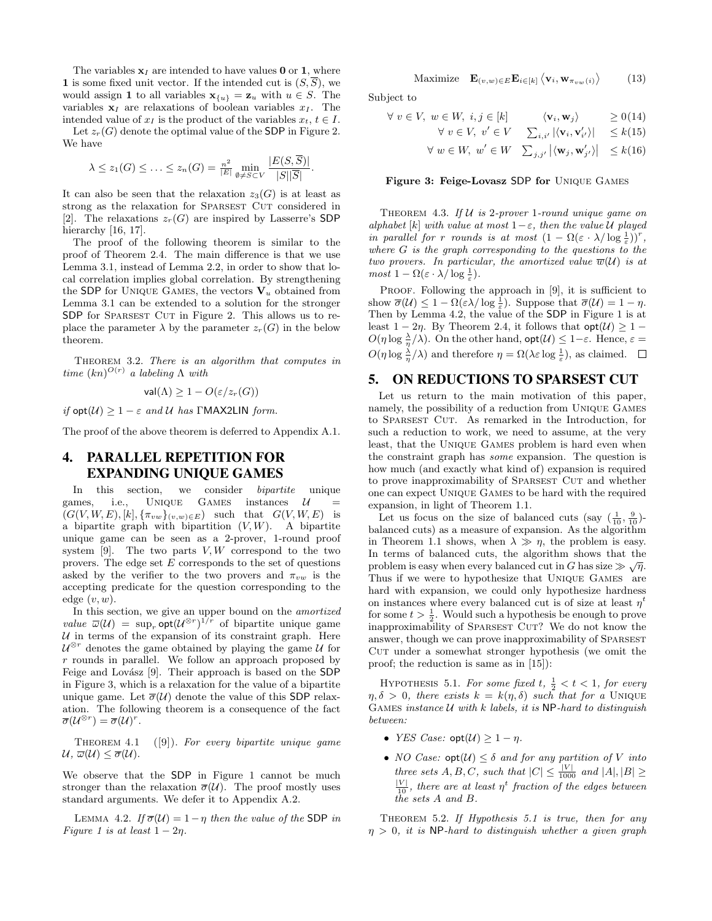The variables $\mathbf{x}_I$ are intended to have values $\mathbf{0}$ or $\mathbf{1}$, where $\mathbf{1}$ is some fixed unit vector. If the intended cut is $(S, \overline{S})$, we would assign $\mathbf{1}$ to all variables $\mathbf{x}_{\{u\}} = \mathbf{z}_u$ with $u \in S$. The variables $\mathbf{x}_I$ are relaxations of boolean variables $x_I$. The intended value of $x_I$ is the product of the variables $x_t$, $t \in I$.

Let $z_r(G)$ denote the optimal value of the SDP in Figure 2. We have

$$\lambda \leq z_1(G) \leq \ldots \leq z_n(G) = \tfrac{n^2}{|E|} \min_{\emptyset \neq S \subset V} \frac{|E(S, \overline{S})|}{|S||\overline{S}|}.$$

It can also be seen that the relaxation $z_3(G)$ is at least as strong as the relaxation for Sparsest Cut considered in [2]. The relaxations $z_r(G)$ are inspired by Lasserre's SDP hierarchy [16, 17].

The proof of the following theorem is similar to the proof of Theorem 2.4. The main difference is that we use Lemma 3.1, instead of Lemma 2.2, in order to show that local correlation implies global correlation. By strengthening the SDP for Unique Games, the vectors $\mathbf{V}_u$ obtained from Lemma 3.1 can be extended to a solution for the stronger SDP for Sparsest Cut in Figure 2. This allows us to replace the parameter $\lambda$ by the parameter $z_r(G)$ in the below theorem.

Theorem 3.2. *There is an algorithm that computes in time $(kn)^{O(r)}$ a labeling $\Lambda$ with*

$$\mathsf{val}(\Lambda) \geq 1 - O(\varepsilon / z_r(G))$$

*if $\mathsf{opt}(\mathcal{U}) \geq 1 - \varepsilon$ and $\mathcal{U}$ has $\Gamma$MAX2LIN form.*

The proof of the above theorem is deferred to Appendix A.1.

# 4. PARALLEL REPETITION FOR EXPANDING UNIQUE GAMES

In this section, we consider *bipartite* unique games, i.e., Unique Games instances $\mathcal{U} = (G(V, W, E), [k], \{\pi_{vw}\}_{(v,w)\in E})$ such that $G(V, W, E)$ is a bipartite graph with bipartition $(V, W)$. A bipartite unique game can be seen as a 2-prover, 1-round proof system [9]. The two parts $V, W$ correspond to the two provers. The edge set $E$ corresponds to the set of questions asked by the verifier to the two provers and $\pi_{vw}$ is the accepting predicate for the question corresponding to the edge $(v, w)$.

In this section, we give an upper bound on the *amortized value* $\overline{w}(\mathcal{U}) = \sup_r \mathsf{opt}(\mathcal{U}^{\otimes r})^{1/r}$ of bipartite unique game $\mathcal{U}$ in terms of the expansion of its constraint graph. Here $\mathcal{U}^{\otimes r}$ denotes the game obtained by playing the game $\mathcal{U}$ for $r$ rounds in parallel. We follow an approach proposed by Feige and Lovász [9]. Their approach is based on the SDP in Figure 3, which is a relaxation for the value of a bipartite unique game. Let $\overline{\sigma}(\mathcal{U})$ denote the value of this SDP relaxation. The following theorem is a consequence of the fact $\overline{\sigma}(\mathcal{U}^{\otimes r}) = \overline{\sigma}(\mathcal{U})^r$.

Theorem 4.1 ([9]). *For every bipartite unique game $\mathcal{U}$, $\overline{w}(\mathcal{U}) \leq \overline{\sigma}(\mathcal{U})$.*

We observe that the SDP in Figure 1 cannot be much stronger than the relaxation $\overline{\sigma}(\mathcal{U})$. The proof mostly uses standard arguments. We defer it to Appendix A.2.

Lemma 4.2. *If $\overline{\sigma}(\mathcal{U}) = 1 - \eta$ then the value of the SDP in Figure 1 is at least $1 - 2\eta$.*

$$\text{Maximize} \quad \mathbf{E}_{(v,w)\in E}\mathbf{E}_{i\in[k]} \left\langle \mathbf{v}_i, \mathbf{w}_{\pi_{vw}(i)} \right\rangle \qquad (13)$$

Subject to

$$\forall\ v \in V,\ w \in W,\ i,j \in [k] \qquad \langle \mathbf{v}_i, \mathbf{w}_j \rangle \quad \geq 0 \qquad (14)$$

$$\forall\ v \in V,\ v' \in V \quad \textstyle\sum_{i,i'} |\langle \mathbf{v}_i, \mathbf{v}'_{i'} \rangle| \quad \leq k \qquad (15)$$

$$\forall\ w \in W,\ w' \in W \quad \textstyle\sum_{j,j'} |\langle \mathbf{w}_j, \mathbf{w}'_{j'} \rangle| \quad \leq k \qquad (16)$$

**Figure 3: Feige-Lovasz SDP for Unique Games**

Theorem 4.3. *If $\mathcal{U}$ is 2-prover 1-round unique game on alphabet $[k]$ with value at most $1-\varepsilon$, then the value $\mathcal{U}$ played in parallel for $r$ rounds is at most $(1 - \Omega(\varepsilon \cdot \lambda / \log \frac{1}{\varepsilon}))^r$, where $G$ is the graph corresponding to the questions to the two provers. In particular, the amortized value $\overline{w}(\mathcal{U})$ is at most $1 - \Omega(\varepsilon \cdot \lambda / \log \frac{1}{\varepsilon})$.*

Proof. Following the approach in [9], it is sufficient to show $\overline{\sigma}(\mathcal{U}) \leq 1 - \Omega(\varepsilon\lambda / \log \frac{1}{\varepsilon})$. Suppose that $\overline{\sigma}(\mathcal{U}) = 1 - \eta$. Then by Lemma 4.2, the value of the SDP in Figure 1 is at least $1 - 2\eta$. By Theorem 2.4, it follows that $\mathsf{opt}(\mathcal{U}) \geq 1 - O(\eta \log \frac{\lambda}{\eta} / \lambda)$. On the other hand, $\mathsf{opt}(\mathcal{U}) \leq 1 - \varepsilon$. Hence, $\varepsilon = O(\eta \log \frac{\lambda}{\eta} / \lambda)$ and therefore $\eta = \Omega(\lambda\varepsilon \log \frac{1}{\varepsilon})$, as claimed. $\square$

# 5. ON REDUCTIONS TO SPARSEST CUT

Let us return to the main motivation of this paper, namely, the possibility of a reduction from Unique Games to Sparsest Cut. As remarked in the Introduction, for such a reduction to work, we need to assume, at the very least, that the Unique Games problem is hard even when the constraint graph has *some* expansion. The question is how much (and exactly what kind of) expansion is required to prove inapproximability of Sparsest Cut and whether one can expect Unique Games to be hard with the required expansion, in light of Theorem 1.1.

Let us focus on the size of balanced cuts (say $(\frac{1}{10}, \frac{9}{10})$-balanced cuts) as a measure of expansion. As the algorithm in Theorem 1.1 shows, when $\lambda \gg \eta$, the problem is easy. In terms of balanced cuts, the algorithm shows that the problem is easy when every balanced cut in $G$ has size $\gg \sqrt{\eta}$. Thus if we were to hypothesize that Unique Games are hard with expansion, we could only hypothesize hardness on instances where every balanced cut is of size at least $\eta^t$ for some $t > \frac{1}{2}$. Would such a hypothesis be enough to prove inapproximability of Sparsest Cut? We do not know the answer, though we can prove inapproximability of Sparsest Cut under a somewhat stronger hypothesis (we omit the proof; the reduction is same as in [15]):

Hypothesis 5.1. *For some fixed $t$, $\frac{1}{2} < t < 1$, for every $\eta, \delta > 0$, there exists $k = k(\eta, \delta)$ such that for a Unique Games instance $\mathcal{U}$ with $k$ labels, it is NP-hard to distinguish between:*

- *YES Case: $\mathsf{opt}(\mathcal{U}) \geq 1 - \eta$.*
- *NO Case: $\mathsf{opt}(\mathcal{U}) \leq \delta$ and for any partition of $V$ into three sets $A, B, C$, such that $|C| \leq \frac{|V|}{1000}$ and $|A|, |B| \geq \frac{|V|}{10}$, there are at least $\eta^t$ fraction of the edges between the sets $A$ and $B$.*

Theorem 5.2. *If Hypothesis 5.1 is true, then for any $\eta > 0$, it is NP-hard to distinguish whether a given graph*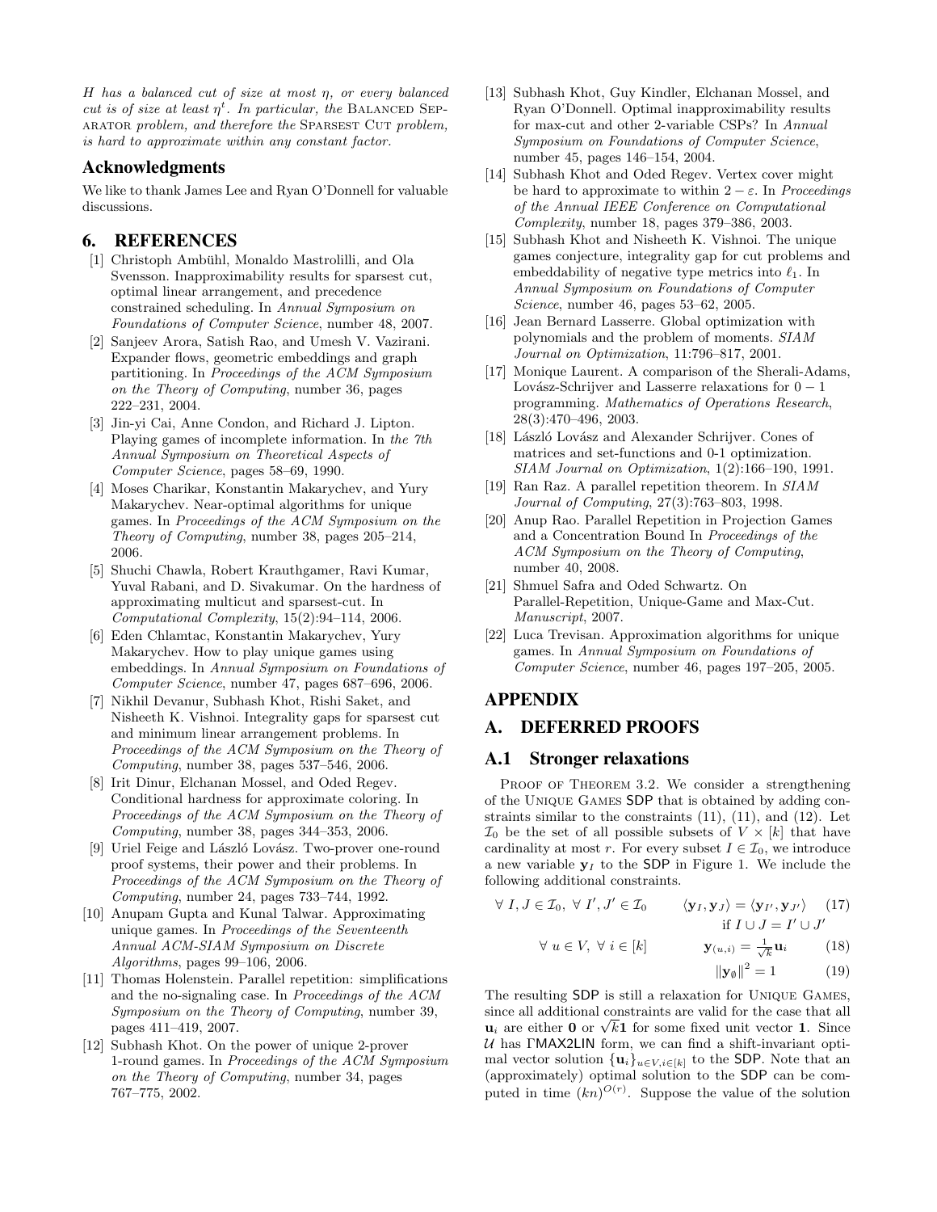*H has a balanced cut of size at most $\eta$, or every balanced cut is of size at least $\eta^t$. In particular, the* Balanced Separator *problem, and therefore the* Sparsest Cut *problem, is hard to approximate within any constant factor.*

## Acknowledgments

We like to thank James Lee and Ryan O'Donnell for valuable discussions.

# 6. REFERENCES

[1] Christoph Ambühl, Monaldo Mastrolilli, and Ola Svensson. Inapproximability results for sparsest cut, optimal linear arrangement, and precedence constrained scheduling. In *Annual Symposium on Foundations of Computer Science*, number 48, 2007.

[2] Sanjeev Arora, Satish Rao, and Umesh V. Vazirani. Expander flows, geometric embeddings and graph partitioning. In *Proceedings of the ACM Symposium on the Theory of Computing*, number 36, pages 222–231, 2004.

[3] Jin-yi Cai, Anne Condon, and Richard J. Lipton. Playing games of incomplete information. In *the 7th Annual Symposium on Theoretical Aspects of Computer Science*, pages 58–69, 1990.

[4] Moses Charikar, Konstantin Makarychev, and Yury Makarychev. Near-optimal algorithms for unique games. In *Proceedings of the ACM Symposium on the Theory of Computing*, number 38, pages 205–214, 2006.

[5] Shuchi Chawla, Robert Krauthgamer, Ravi Kumar, Yuval Rabani, and D. Sivakumar. On the hardness of approximating multicut and sparsest-cut. In *Computational Complexity*, 15(2):94–114, 2006.

[6] Eden Chlamtac, Konstantin Makarychev, Yury Makarychev. How to play unique games using embeddings. In *Annual Symposium on Foundations of Computer Science*, number 47, pages 687–696, 2006.

[7] Nikhil Devanur, Subhash Khot, Rishi Saket, and Nisheeth K. Vishnoi. Integrality gaps for sparsest cut and minimum linear arrangement problems. In *Proceedings of the ACM Symposium on the Theory of Computing*, number 38, pages 537–546, 2006.

[8] Irit Dinur, Elchanan Mossel, and Oded Regev. Conditional hardness for approximate coloring. In *Proceedings of the ACM Symposium on the Theory of Computing*, number 38, pages 344–353, 2006.

[9] Uriel Feige and László Lovász. Two-prover one-round proof systems, their power and their problems. In *Proceedings of the ACM Symposium on the Theory of Computing*, number 24, pages 733–744, 1992.

[10] Anupam Gupta and Kunal Talwar. Approximating unique games. In *Proceedings of the Seventeenth Annual ACM-SIAM Symposium on Discrete Algorithms*, pages 99–106, 2006.

[11] Thomas Holenstein. Parallel repetition: simplifications and the no-signaling case. In *Proceedings of the ACM Symposium on the Theory of Computing*, number 39, pages 411–419, 2007.

[12] Subhash Khot. On the power of unique 2-prover 1-round games. In *Proceedings of the ACM Symposium on the Theory of Computing*, number 34, pages 767–775, 2002.

[13] Subhash Khot, Guy Kindler, Elchanan Mossel, and Ryan O'Donnell. Optimal inapproximability results for max-cut and other 2-variable CSPs? In *Annual Symposium on Foundations of Computer Science*, number 45, pages 146–154, 2004.

[14] Subhash Khot and Oded Regev. Vertex cover might be hard to approximate to within $2-\varepsilon$. In *Proceedings of the Annual IEEE Conference on Computational Complexity*, number 18, pages 379–386, 2003.

[15] Subhash Khot and Nisheeth K. Vishnoi. The unique games conjecture, integrality gap for cut problems and embeddability of negative type metrics into $\ell_1$. In *Annual Symposium on Foundations of Computer Science*, number 46, pages 53–62, 2005.

[16] Jean Bernard Lasserre. Global optimization with polynomials and the problem of moments. *SIAM Journal on Optimization*, 11:796–817, 2001.

[17] Monique Laurent. A comparison of the Sherali-Adams, Lovász-Schrijver and Lasserre relaxations for $0-1$ programming. *Mathematics of Operations Research*, 28(3):470–496, 2003.

[18] László Lovász and Alexander Schrijver. Cones of matrices and set-functions and 0-1 optimization. *SIAM Journal on Optimization*, 1(2):166–190, 1991.

[19] Ran Raz. A parallel repetition theorem. In *SIAM Journal of Computing*, 27(3):763–803, 1998.

[20] Anup Rao. Parallel Repetition in Projection Games and a Concentration Bound In *Proceedings of the ACM Symposium on the Theory of Computing*, number 40, 2008.

[21] Shmuel Safra and Oded Schwartz. On Parallel-Repetition, Unique-Game and Max-Cut. *Manuscript*, 2007.

[22] Luca Trevisan. Approximation algorithms for unique games. In *Annual Symposium on Foundations of Computer Science*, number 46, pages 197–205, 2005.

# APPENDIX

# A. DEFERRED PROOFS

## A.1 Stronger relaxations

Proof of Theorem 3.2. We consider a strengthening of the Unique Games SDP that is obtained by adding constraints similar to the constraints (11), (11), and (12). Let $\mathcal{I}_0$ be the set of all possible subsets of $V \times [k]$ that have cardinality at most $r$. For every subset $I \in \mathcal{I}_0$, we introduce a new variable $\mathbf{y}_I$ to the SDP in Figure 1. We include the following additional constraints.

$$\forall\ I, J \in \mathcal{I}_0,\ \forall\ I', J' \in \mathcal{I}_0 \qquad \langle \mathbf{y}_I, \mathbf{y}_J \rangle = \langle \mathbf{y}_{I'}, \mathbf{y}_{J'} \rangle \quad \text{if } I \cup J = I' \cup J' \tag{17}$$

$$\forall\ u \in V,\ \forall\ i \in [k] \qquad \mathbf{y}_{(u,i)} = \tfrac{1}{\sqrt{k}} \mathbf{u}_i \tag{18}$$

$$\|\mathbf{y}_\emptyset\|^2 = 1 \tag{19}$$

The resulting SDP is still a relaxation for Unique Games, since all additional constraints are valid for the case that all $\mathbf{u}_i$ are either $\mathbf{0}$ or $\sqrt{k}\mathbf{1}$ for some fixed unit vector $\mathbf{1}$. Since $\mathcal{U}$ has ΓMAX2LIN form, we can find a shift-invariant optimal vector solution $\{\mathbf{u}_i\}_{u \in V, i \in [k]}$ to the SDP. Note that an (approximately) optimal solution to the SDP can be computed in time $(kn)^{O(r)}$. Suppose the value of the solution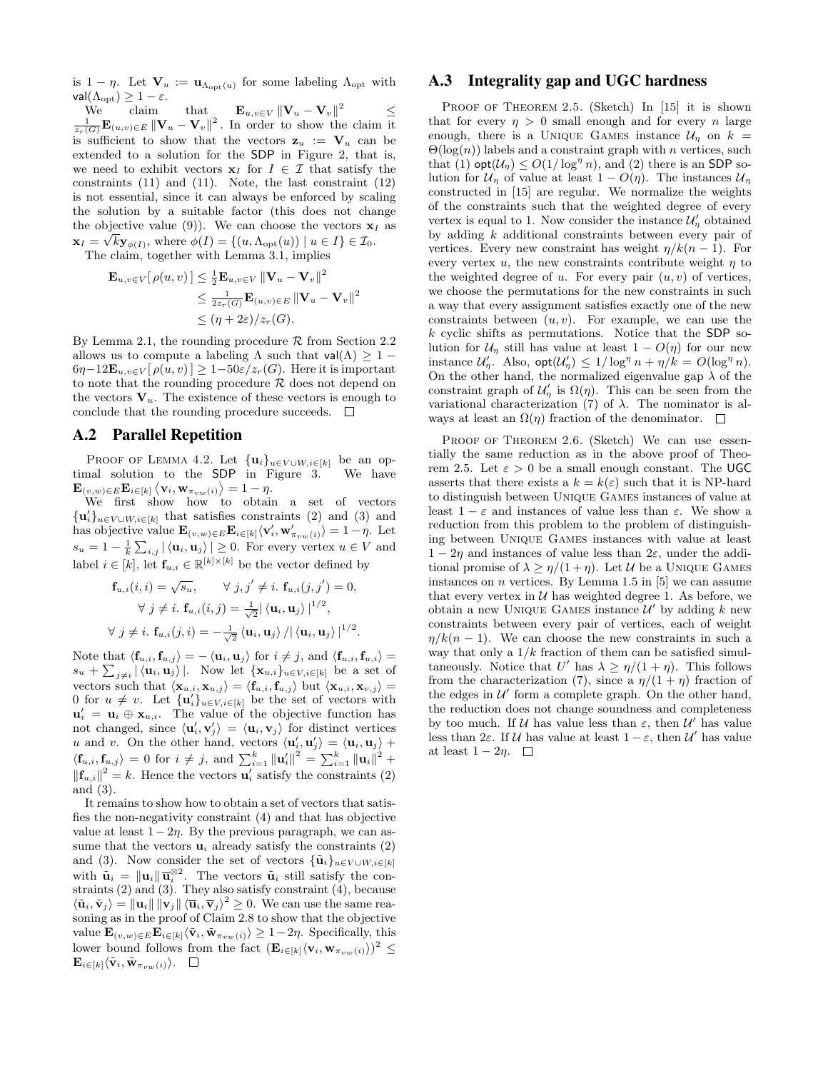is $1-\eta$. Let $\mathbf{V}_u := \mathbf{u}_{\Lambda_{\mathrm{opt}}(u)}$ for some labeling $\Lambda_{\mathrm{opt}}$ with $\mathsf{val}(\Lambda_{\mathrm{opt}}) \geq 1-\varepsilon$.

We claim that $\mathbf{E}_{u,v\in V} \|\mathbf{V}_u - \mathbf{V}_v\|^2 \leq \frac{1}{z_r(G)} \mathbf{E}_{(u,v)\in E} \|\mathbf{V}_u - \mathbf{V}_v\|^2$. In order to show the claim it is sufficient to show that the vectors $\mathbf{z}_u := \mathbf{V}_u$ can be extended to a solution for the SDP in Figure 2, that is, we need to exhibit vectors $\mathbf{x}_I$ for $I \in \mathcal{I}$ that satisfy the constraints (11) and (11). Note, the last constraint (12) is not essential, since it can always be enforced by scaling the solution by a suitable factor (this does not change the objective value (9)). We can choose the vectors $\mathbf{x}_I$ as $\mathbf{x}_I = \sqrt{k}\mathbf{y}_{\phi(I)}$, where $\phi(I) = \{(u, \Lambda_{\mathrm{opt}}(u)) \mid u \in I\} \in \mathcal{I}_0$.

The claim, together with Lemma 3.1, implies

$$
\begin{aligned}
\mathbf{E}_{u,v\in V}[\,\rho(u,v)\,] &\leq \tfrac{1}{2}\mathbf{E}_{u,v\in V} \|\mathbf{V}_u - \mathbf{V}_v\|^2 \\
&\leq \tfrac{1}{2z_r(G)}\mathbf{E}_{(u,v)\in E} \|\mathbf{V}_u - \mathbf{V}_v\|^2 \\
&\leq (\eta + 2\varepsilon)/z_r(G).
\end{aligned}
$$

By Lemma 2.1, the rounding procedure $\mathcal{R}$ from Section 2.2 allows us to compute a labeling $\Lambda$ such that $\mathsf{val}(\Lambda) \geq 1 - 6\eta - 12\mathbf{E}_{u,v\in V}[\,\rho(u,v)\,] \geq 1 - 50\varepsilon/z_r(G)$. Here it is important to note that the rounding procedure $\mathcal{R}$ does not depend on the vectors $\mathbf{V}_u$. The existence of these vectors is enough to conclude that the rounding procedure succeeds. $\square$

## A.2 Parallel Repetition

PROOF OF LEMMA 4.2. Let $\{\mathbf{u}_i\}_{u\in V\cup W, i\in[k]}$ be an optimal solution to the SDP in Figure 3. We have $\mathbf{E}_{(v,w)\in E}\mathbf{E}_{i\in[k]}\langle \mathbf{v}_i, \mathbf{w}_{\pi_{vw}(i)}\rangle = 1-\eta$.

We first show how to obtain a set of vectors $\{\mathbf{u}'_i\}_{u\in V\cup W, i\in[k]}$ that satisfies constraints (2) and (3) and has objective value $\mathbf{E}_{(v,w)\in E}\mathbf{E}_{i\in[k]}\langle \mathbf{v}'_i, \mathbf{w}'_{\pi_{vw}(i)}\rangle = 1-\eta$. Let $s_u = 1 - \frac{1}{k}\sum_{i,j} |\langle \mathbf{u}_i, \mathbf{u}_j\rangle| \geq 0$. For every vertex $u \in V$ and label $i \in [k]$, let $\mathbf{f}_{u,i} \in \mathbb{R}^{[k]\times[k]}$ be the vector defined by

$$
\begin{aligned}
&\mathbf{f}_{u,i}(i,i) = \sqrt{s_u}, \qquad \forall\, j,j' \neq i.\ \mathbf{f}_{u,i}(j,j') = 0, \\
&\forall\, j \neq i.\ \mathbf{f}_{u,i}(i,j) = \tfrac{1}{\sqrt{2}}|\langle \mathbf{u}_i, \mathbf{u}_j\rangle|^{1/2}, \\
&\forall\, j \neq i.\ \mathbf{f}_{u,i}(j,i) = -\tfrac{1}{\sqrt{2}}\langle \mathbf{u}_i, \mathbf{u}_j\rangle / |\langle \mathbf{u}_i, \mathbf{u}_j\rangle|^{1/2}.
\end{aligned}
$$

Note that $\langle \mathbf{f}_{u,i}, \mathbf{f}_{u,j}\rangle = -\langle \mathbf{u}_i, \mathbf{u}_j\rangle$ for $i \neq j$, and $\langle \mathbf{f}_{u,i}, \mathbf{f}_{u,i}\rangle = s_u + \sum_{j\neq i} |\langle \mathbf{u}_i, \mathbf{u}_j\rangle|$. Now let $\{\mathbf{x}_{u,i}\}_{u\in V, i\in[k]}$ be a set of vectors such that $\langle \mathbf{x}_{u,i}, \mathbf{x}_{u,j}\rangle = \langle \mathbf{f}_{u,i}, \mathbf{f}_{u,j}\rangle$ but $\langle \mathbf{x}_{u,i}, \mathbf{x}_{v,j}\rangle = 0$ for $u \neq v$. Let $\{\mathbf{u}'_i\}_{u\in V, i\in[k]}$ be the set of vectors with $\mathbf{u}'_i = \mathbf{u}_i \oplus \mathbf{x}_{u,i}$. The value of the objective function has not changed, since $\langle \mathbf{u}'_i, \mathbf{v}'_j\rangle = \langle \mathbf{u}_i, \mathbf{v}_j\rangle$ for distinct vertices $u$ and $v$. On the other hand, vectors $\langle \mathbf{u}'_i, \mathbf{u}'_j\rangle = \langle \mathbf{u}_i, \mathbf{u}_j\rangle + \langle \mathbf{f}_{u,i}, \mathbf{f}_{u,j}\rangle = 0$ for $i \neq j$, and $\sum_{i=1}^k \|\mathbf{u}'_i\|^2 = \sum_{i=1}^k \|\mathbf{u}_i\|^2 + \|\mathbf{f}_{u,i}\|^2 = k$. Hence the vectors $\mathbf{u}'_i$ satisfy the constraints (2) and (3).

It remains to show how to obtain a set of vectors that satisfies the non-negativity constraint (4) and that has objective value at least $1-2\eta$. By the previous paragraph, we can assume that the vectors $\mathbf{u}_i$ already satisfy the constraints (2) and (3). Now consider the set of vectors $\{\tilde{\mathbf{u}}_i\}_{u\in V\cup W, i\in[k]}$ with $\tilde{\mathbf{u}}_i = \|\mathbf{u}_i\|\,\overline{\mathbf{u}}_i^{\otimes 2}$. The vectors $\tilde{\mathbf{u}}_i$ still satisfy the constraints (2) and (3). They also satisfy constraint (4), because $\langle \tilde{\mathbf{u}}_i, \tilde{\mathbf{v}}_j\rangle = \|\mathbf{u}_i\|\,\|\mathbf{v}_j\|\,\langle \overline{\mathbf{u}}_i, \overline{\mathbf{v}}_j\rangle^2 \geq 0$. We can use the same reasoning as in the proof of Claim 2.8 to show that the objective value $\mathbf{E}_{(v,w)\in E}\mathbf{E}_{i\in[k]}\langle \tilde{\mathbf{v}}_i, \tilde{\mathbf{w}}_{\pi_{vw}(i)}\rangle \geq 1-2\eta$. Specifically, this lower bound follows from the fact $(\mathbf{E}_{i\in[k]}\langle \mathbf{v}_i, \mathbf{w}_{\pi_{vw}(i)}\rangle)^2 \leq \mathbf{E}_{i\in[k]}\langle \tilde{\mathbf{v}}_i, \tilde{\mathbf{w}}_{\pi_{vw}(i)}\rangle$. $\square$

## A.3 Integrality gap and UGC hardness

PROOF OF THEOREM 2.5. (Sketch) In [15] it is shown that for every $\eta > 0$ small enough and for every $n$ large enough, there is a UNIQUE GAMES instance $\mathcal{U}_\eta$ on $k = \Theta(\log(n))$ labels and a constraint graph with $n$ vertices, such that (1) $\mathsf{opt}(\mathcal{U}_\eta) \leq O(1/\log^\eta n)$, and (2) there is an SDP solution for $\mathcal{U}_\eta$ of value at least $1 - O(\eta)$. The instances $\mathcal{U}_\eta$ constructed in [15] are regular. We normalize the weights of the constraints such that the weighted degree of every vertex is equal to 1. Now consider the instance $\mathcal{U}'_\eta$ obtained by adding $k$ additional constraints between every pair of vertices. Every new constraint has weight $\eta/k(n-1)$. For every vertex $u$, the new constraints contribute weight $\eta$ to the weighted degree of $u$. For every pair $(u,v)$ of vertices, we choose the permutations for the new constraints in such a way that every assignment satisfies exactly one of the new constraints between $(u,v)$. For example, we can use the $k$ cyclic shifts as permutations. Notice that the SDP solution for $\mathcal{U}_\eta$ still has value at least $1 - O(\eta)$ for our new instance $\mathcal{U}'_\eta$. Also, $\mathsf{opt}(\mathcal{U}'_\eta) \leq 1/\log^\eta n + \eta/k = O(\log^\eta n)$. On the other hand, the normalized eigenvalue gap $\lambda$ of the constraint graph of $\mathcal{U}'_\eta$ is $\Omega(\eta)$. This can be seen from the variational characterization (7) of $\lambda$. The nominator is always at least an $\Omega(\eta)$ fraction of the denominator. $\square$

PROOF OF THEOREM 2.6. (Sketch) We can use essentially the same reduction as in the above proof of Theorem 2.5. Let $\varepsilon > 0$ be a small enough constant. The UGC asserts that there exists a $k = k(\varepsilon)$ such that it is NP-hard to distinguish between UNIQUE GAMES instances of value at least $1-\varepsilon$ and instances of value less than $\varepsilon$. We show a reduction from this problem to the problem of distinguishing between UNIQUE GAMES instances with value at least $1-2\eta$ and instances of value less than $2\varepsilon$, under the additional promise of $\lambda \geq \eta/(1+\eta)$. Let $\mathcal{U}$ be a UNIQUE GAMES instance on $n$ vertices. By Lemma 1.5 in [5] we can assume that every vertex in $\mathcal{U}$ has weighted degree 1. As before, we obtain a new UNIQUE GAMES instance $\mathcal{U}'$ by adding $k$ new constraints between every pair of vertices, each of weight $\eta/k(n-1)$. We can choose the new constraints in such a way that only a $1/k$ fraction of them can be satisfied simultaneously. Notice that $U'$ has $\lambda \geq \eta/(1+\eta)$. This follows from the characterization (7), since a $\eta/(1+\eta)$ fraction of the edges in $\mathcal{U}'$ form a complete graph. On the other hand, the reduction does not change soundness and completeness by too much. If $\mathcal{U}$ has value less than $\varepsilon$, then $\mathcal{U}'$ has value less than $2\varepsilon$. If $\mathcal{U}$ has value at least $1-\varepsilon$, then $\mathcal{U}'$ has value at least $1-2\eta$. $\square$